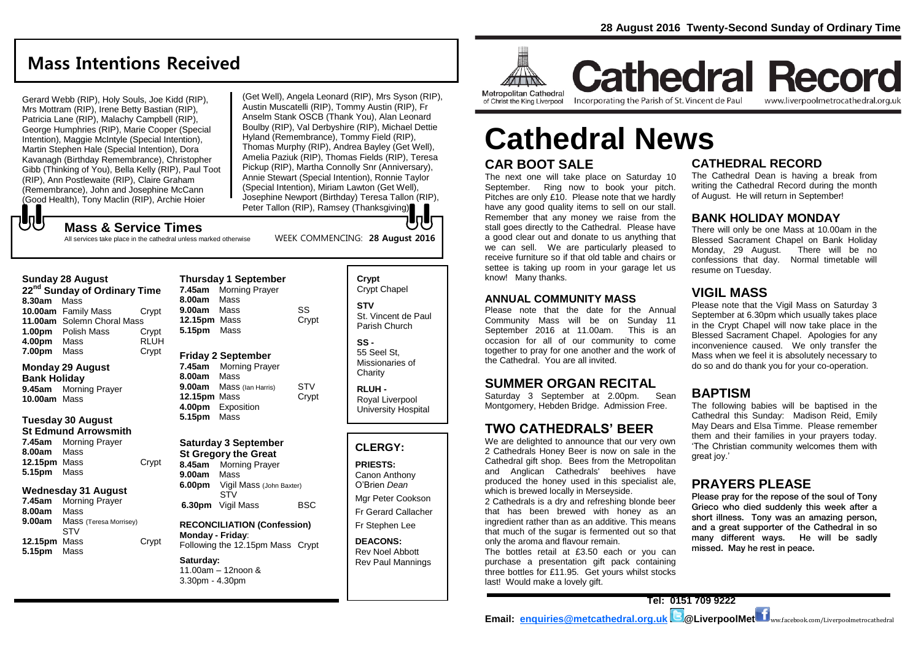# Mass Intentions Received

Gerard Webb (RIP), Holy Souls, Joe Kidd (RIP), Mrs Mottram (RIP), Irene Betty Bastian (RIP), Patricia Lane (RIP), Malachy Campbell (RIP), George Humphries (RIP), Marie Cooper (Special Intention), Maggie McIntyle (Special Intention), Martin Stephen Hale (Special Intention), Dora Kavanagh (Birthday Remembrance), Christopher Gibb (Thinking of You), Bella Kelly (RIP), Paul Toot (RIP), Ann Postlewaite (RIP), Claire Graham (Remembrance), John and Josephine McCann (Good Health), Tony Maclin (RIP), Archie Hoier (Get Well), Angela Leonard (RIP), Mrs Syson (RIP), Austin Muscatelli (RIP), Tommy Austin (RIP), Fr Anselm Stank OSCB (Thank You), Alan Leonard Boulby (RIP), Val Derbyshire (RIP), Michael Dettie Hyland (Remembrance), Tommy Field (RIP), Thomas Murphy (RIP), Andrea Bayley (Get Well), Amelia Paziuk (RIP), Thomas Fields (RIP), Teresa Pickup (RIP), Martha Connolly Snr (Anniversary), Annie Stewart (Special Intention), Ronnie Taylor (Special Intention), Miriam Lawton (Get Well), Josephine Newport (Birthday) Teresa Tallon (RIP), Peter Tallon (RIP), Ramsey (Thanksgiving)

## Mass & Service Times

All services take place in the cathedral unless marked otherwise

WEEK COMMENCING: **28 August 2016**

### Sunday 28 August
**22nd Sunday of Ordinary Time**

**8.30am** Mass
**10.00am** Family Mass — Crypt
**11.00am** Solemn Choral Mass
**1.00pm** Polish Mass — Crypt
**4.00pm** Mass — RLUH
**7.00pm** Mass — Crypt

### Monday 29 August
**Bank Holiday**

**9.45am** Morning Prayer
**10.00am** Mass

### Tuesday 30 August
**St Edmund Arrowsmith**

**7.45am** Morning Prayer
**8.00am** Mass
**12.15pm** Mass — Crypt
**5.15pm** Mass

### Wednesday 31 August

**7.45am** Morning Prayer
**8.00am** Mass
**9.00am** Mass (Teresa Morrisey) STV
**12.15pm** Mass — Crypt
**5.15pm** Mass

### Thursday 1 September

**7.45am** Morning Prayer
**8.00am** Mass
**9.00am** Mass — SS
**12.15pm** Mass — Crypt
**5.15pm** Mass

### Friday 2 September

**7.45am** Morning Prayer
**8.00am** Mass
**9.00am** Mass (Ian Harris) — STV
**12.15pm** Mass — Crypt
**4.00pm** Exposition
**5.15pm** Mass

### Saturday 3 September
**St Gregory the Great**

**8.45am** Morning Prayer
**9.00am** Mass
**6.00pm** Vigil Mass (John Baxter) STV
**6.30pm** Vigil Mass — BSC

**RECONCILIATION (Confession)**
**Monday - Friday**:
Following the 12.15pm Mass Crypt

**Saturday:**
11.00am – 12noon &
3.30pm - 4.30pm

**Crypt**
Crypt Chapel

**STV**
St. Vincent de Paul Parish Church

**SS -**
55 Seel St, Missionaries of Charity

**RLUH -**
Royal Liverpool University Hospital

## CLERGY:

**PRIESTS:**
Canon Anthony O'Brien *Dean*
Mgr Peter Cookson
Fr Gerard Callacher
Fr Stephen Lee

**DEACONS:**
Rev Noel Abbott
Rev Paul Mannings

**28 August 2016 Twenty-Second Sunday of Ordinary Time**

Metropolitan Cathedral of Christ the King Liverpool

# Cathedral Record

Incorporating the Parish of St. Vincent de Paul — www.liverpoolmetrocathedral.org.uk

# Cathedral News

## CAR BOOT SALE

The next one will take place on Saturday 10 September. Ring now to book your pitch. Pitches are only £10. Please note that we hardly have any good quality items to sell on our stall. Remember that any money we raise from the stall goes directly to the Cathedral. Please have a good clear out and donate to us anything that we can sell. We are particularly pleased to receive furniture so if that old table and chairs or settee is taking up room in your garage let us know! Many thanks.

## ANNUAL COMMUNITY MASS

Please note that the date for the Annual Community Mass will be on Sunday 11 September 2016 at 11.00am. This is an occasion for all of our community to come together to pray for one another and the work of the Cathedral. You are all invited.

## SUMMER ORGAN RECITAL

Saturday 3 September at 2.00pm. Sean Montgomery, Hebden Bridge. Admission Free.

## TWO CATHEDRALS' BEER

We are delighted to announce that our very own 2 Cathedrals Honey Beer is now on sale in the Cathedral gift shop. Bees from the Metropolitan and Anglican Cathedrals' beehives have produced the honey used in this specialist ale, which is brewed locally in Merseyside.

2 Cathedrals is a dry and refreshing blonde beer that has been brewed with honey as an ingredient rather than as an additive. This means that much of the sugar is fermented out so that only the aroma and flavour remain.

The bottles retail at £3.50 each or you can purchase a presentation gift pack containing three bottles for £11.95. Get yours whilst stocks last! Would make a lovely gift.

## CATHEDRAL RECORD

The Cathedral Dean is having a break from writing the Cathedral Record during the month of August. He will return in September!

## BANK HOLIDAY MONDAY

There will only be one Mass at 10.00am in the Blessed Sacrament Chapel on Bank Holiday Monday, 29 August. There will be no confessions that day. Normal timetable will resume on Tuesday.

## VIGIL MASS

Please note that the Vigil Mass on Saturday 3 September at 6.30pm which usually takes place in the Crypt Chapel will now take place in the Blessed Sacrament Chapel. Apologies for any inconvenience caused. We only transfer the Mass when we feel it is absolutely necessary to do so and do thank you for your co-operation.

## BAPTISM

The following babies will be baptised in the Cathedral this Sunday: Madison Reid, Emily May Dears and Elsa Timme. Please remember them and their families in your prayers today. 'The Christian community welcomes them with great joy.'

## PRAYERS PLEASE

**Please pray for the repose of the soul of Tony Grieco who died suddenly this week after a short illness. Tony was an amazing person, and a great supporter of the Cathedral in so many different ways. He will be sadly missed. May he rest in peace.**

**Tel: 0151 709 9222**

**Email: enquiries@metcathedral.org.uk @LiverpoolMet** www.facebook.com/Liverpoolmetrocathedral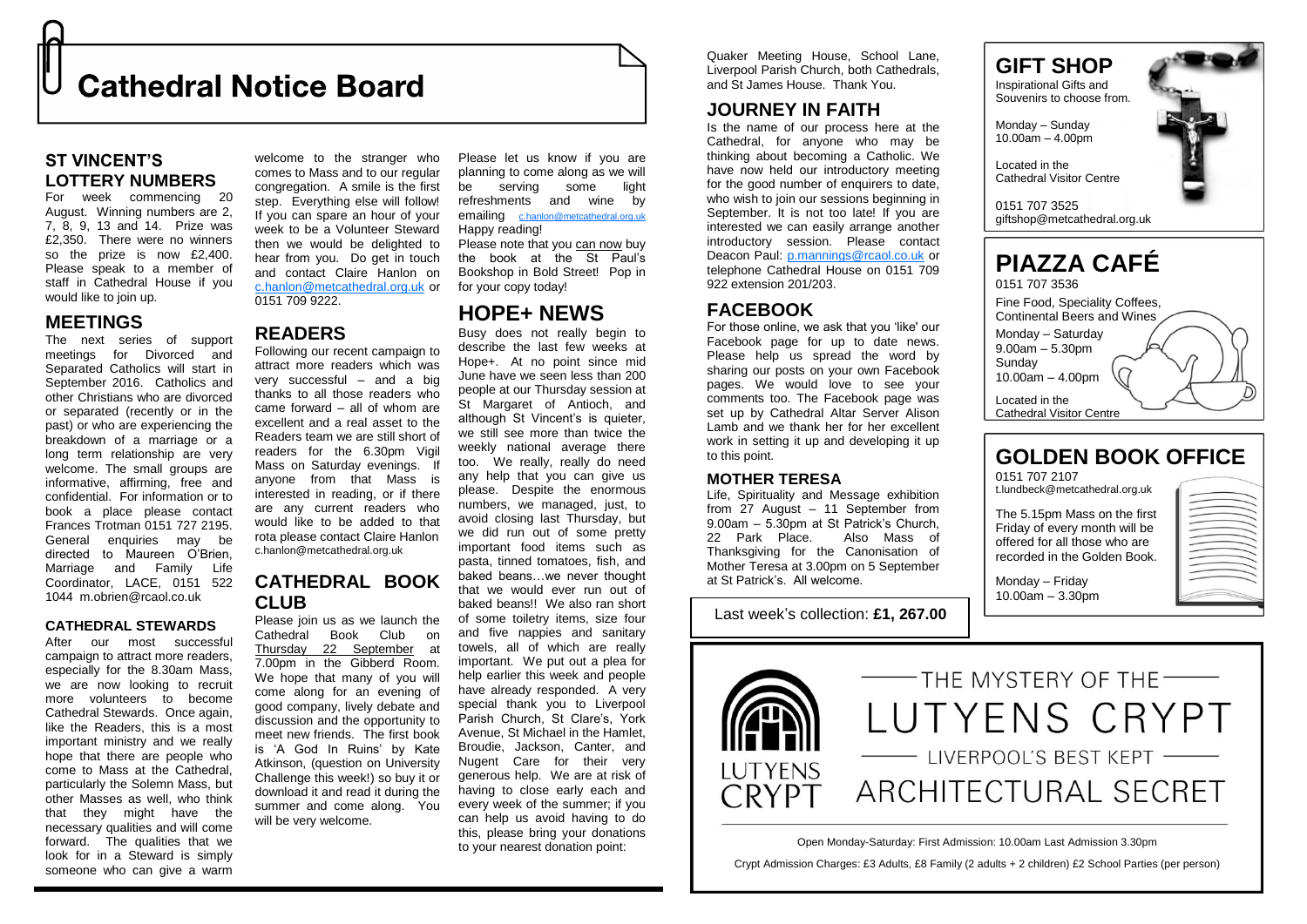# Cathedral Notice Board

## ST VINCENT'S LOTTERY NUMBERS

For week commencing 20 August. Winning numbers are 2, 7, 8, 9, 13 and 14. Prize was £2,350. There were no winners so the prize is now £2,400. Please speak to a member of staff in Cathedral House if you would like to join up.

## MEETINGS

The next series of support meetings for Divorced and Separated Catholics will start in September 2016. Catholics and other Christians who are divorced or separated (recently or in the past) or who are experiencing the breakdown of a marriage or a long term relationship are very welcome. The small groups are informative, affirming, free and confidential. For information or to book a place please contact Frances Trotman 0151 727 2195. General enquiries may be directed to Maureen O'Brien, Marriage and Family Life Coordinator, LACE, 0151 522 1044 m.obrien@rcaol.co.uk

### CATHEDRAL STEWARDS

After our most successful campaign to attract more readers, especially for the 8.30am Mass, we are now looking to recruit more volunteers to become Cathedral Stewards. Once again, like the Readers, this is a most important ministry and we really hope that there are people who come to Mass at the Cathedral, particularly the Solemn Mass, but other Masses as well, who think that they might have the necessary qualities and will come forward. The qualities that we look for in a Steward is simply someone who can give a warm welcome to the stranger who comes to Mass and to our regular congregation. A smile is the first step. Everything else will follow! If you can spare an hour of your week to be a Volunteer Steward then we would be delighted to hear from you. Do get in touch and contact Claire Hanlon on c.hanlon@metcathedral.org.uk or 0151 709 9222.

## READERS

Following our recent campaign to attract more readers which was very successful – and a big thanks to all those readers who came forward – all of whom are excellent and a real asset to the Readers team we are still short of readers for the 6.30pm Vigil Mass on Saturday evenings. If anyone from that Mass is interested in reading, or if there are any current readers who would like to be added to that rota please contact Claire Hanlon c.hanlon@metcathedral.org.uk

## CATHEDRAL BOOK CLUB

Please join us as we launch the Cathedral Book Club on Thursday 22 September at 7.00pm in the Gibberd Room. We hope that many of you will come along for an evening of good company, lively debate and discussion and the opportunity to meet new friends. The first book is 'A God In Ruins' by Kate Atkinson, (question on University Challenge this week!) so buy it or download it and read it during the summer and come along. You will be very welcome.

Please let us know if you are planning to come along as we will be serving some light refreshments and wine by emailing c.hanlon@metcathedral.org.uk Happy reading!

Please note that you can now buy the book at the St Paul's Bookshop in Bold Street! Pop in for your copy today!

## HOPE+ NEWS

Busy does not really begin to describe the last few weeks at Hope+. At no point since mid June have we seen less than 200 people at our Thursday session at St Margaret of Antioch, and although St Vincent's is quieter, we still see more than twice the weekly national average there too. We really, really do need any help that you can give us please. Despite the enormous numbers, we managed, just, to avoid closing last Thursday, but we did run out of some pretty important food items such as pasta, tinned tomatoes, fish, and baked beans…we never thought that we would ever run out of baked beans!! We also ran short of some toiletry items, size four and five nappies and sanitary towels, all of which are really important. We put out a plea for help earlier this week and people have already responded. A very special thank you to Liverpool Parish Church, St Clare's, York Avenue, St Michael in the Hamlet, Broudie, Jackson, Canter, and Nugent Care for their very generous help. We are at risk of having to close early each and every week of the summer; if you can help us avoid having to do this, please bring your donations to your nearest donation point: Quaker Meeting House, School Lane, Liverpool Parish Church, both Cathedrals, and St James House. Thank You.

## JOURNEY IN FAITH

Is the name of our process here at the Cathedral, for anyone who may be thinking about becoming a Catholic. We have now held our introductory meeting for the good number of enquirers to date, who wish to join our sessions beginning in September. It is not too late! If you are interested we can easily arrange another introductory session. Please contact Deacon Paul: p.mannings@rcaol.co.uk or telephone Cathedral House on 0151 709 922 extension 201/203.

## FACEBOOK

For those online, we ask that you 'like' our Facebook page for up to date news. Please help us spread the word by sharing our posts on your own Facebook pages. We would love to see your comments too. The Facebook page was set up by Cathedral Altar Server Alison Lamb and we thank her for her excellent work in setting it up and developing it up to this point.

### MOTHER TERESA

Life, Spirituality and Message exhibition from 27 August – 11 September from 9.00am – 5.30pm at St Patrick's Church, 22 Park Place. Also Mass of Thanksgiving for the Canonisation of Mother Teresa at 3.00pm on 5 September at St Patrick's. All welcome.

Last week's collection: **£1, 267.00**

## GIFT SHOP

Inspirational Gifts and Souvenirs to choose from.

Monday – Sunday
10.00am – 4.00pm

Located in the Cathedral Visitor Centre

0151 707 3525
giftshop@metcathedral.org.uk

## PIAZZA CAFÉ

0151 707 3536

Fine Food, Speciality Coffees, Continental Beers and Wines

Monday – Saturday
9.00am – 5.30pm
Sunday
10.00am – 4.00pm

Located in the Cathedral Visitor Centre

## GOLDEN BOOK OFFICE

0151 707 2107
t.lundbeck@metcathedral.org.uk

The 5.15pm Mass on the first Friday of every month will be offered for all those who are recorded in the Golden Book.

Monday – Friday
10.00am – 3.30pm

## THE MYSTERY OF THE LUTYENS CRYPT

LIVERPOOL'S BEST KEPT ARCHITECTURAL SECRET

LUTYENS CRYPT

Open Monday-Saturday: First Admission: 10.00am Last Admission 3.30pm

Crypt Admission Charges: £3 Adults, £8 Family (2 adults + 2 children) £2 School Parties (per person)